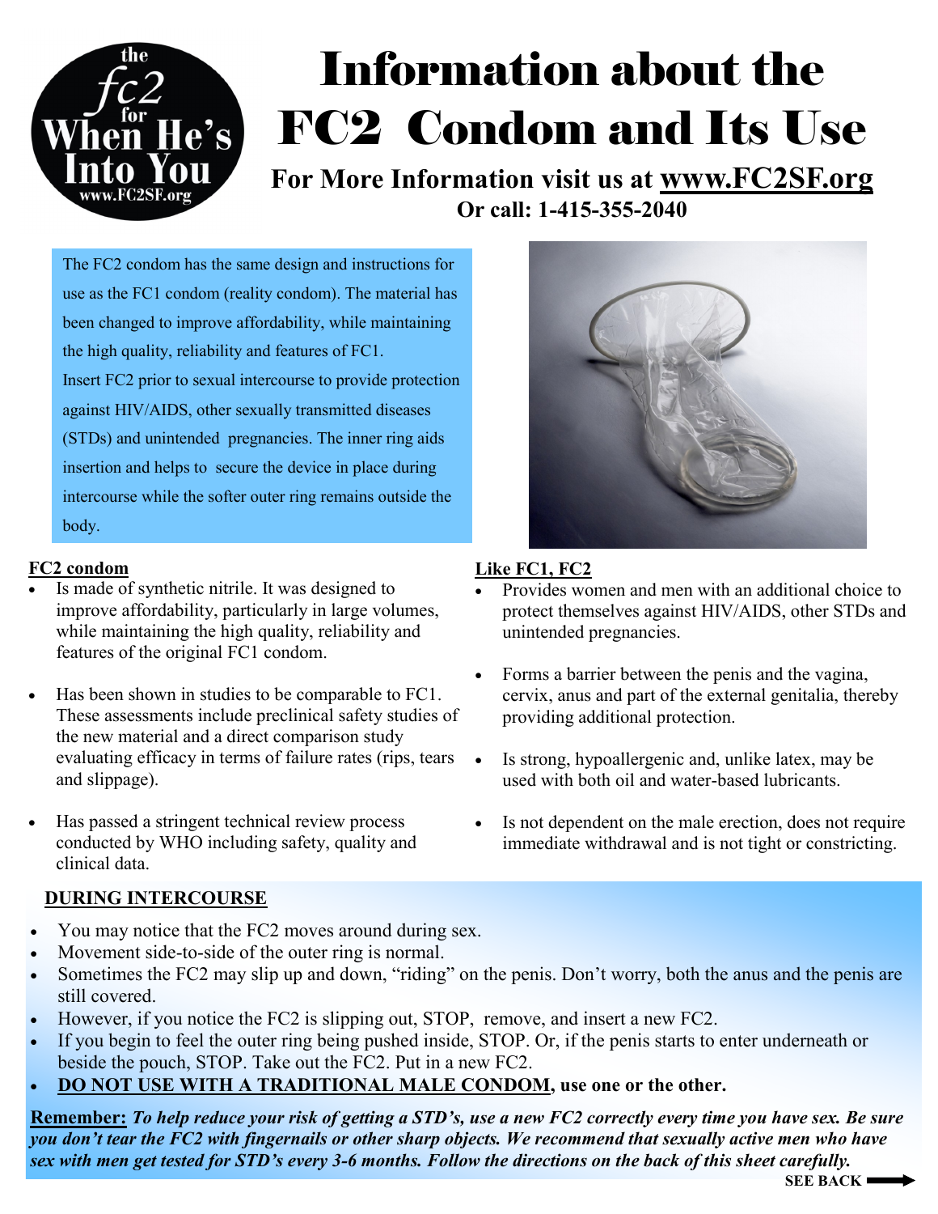the fc2 for When He's Into You
www.FC2SF.org

# Information about the FC2 Condom and Its Use

**For More Information visit us at [www.FC2SF.org](http://www.FC2SF.org)**
**Or call: 1-415-355-2040**

The FC2 condom has the same design and instructions for use as the FC1 condom (reality condom). The material has been changed to improve affordability, while maintaining the high quality, reliability and features of FC1.
Insert FC2 prior to sexual intercourse to provide protection against HIV/AIDS, other sexually transmitted diseases (STDs) and unintended pregnancies. The inner ring aids insertion and helps to secure the device in place during intercourse while the softer outer ring remains outside the body.

**FC2 condom**

- Is made of synthetic nitrile. It was designed to improve affordability, particularly in large volumes, while maintaining the high quality, reliability and features of the original FC1 condom.
- Has been shown in studies to be comparable to FC1. These assessments include preclinical safety studies of the new material and a direct comparison study evaluating efficacy in terms of failure rates (rips, tears and slippage).
- Has passed a stringent technical review process conducted by WHO including safety, quality and clinical data.

**Like FC1, FC2**

- Provides women and men with an additional choice to protect themselves against HIV/AIDS, other STDs and unintended pregnancies.
- Forms a barrier between the penis and the vagina, cervix, anus and part of the external genitalia, thereby providing additional protection.
- Is strong, hypoallergenic and, unlike latex, may be used with both oil and water-based lubricants.
- Is not dependent on the male erection, does not require immediate withdrawal and is not tight or constricting.

**DURING INTERCOURSE**

- You may notice that the FC2 moves around during sex.
- Movement side-to-side of the outer ring is normal.
- Sometimes the FC2 may slip up and down, "riding" on the penis. Don't worry, both the anus and the penis are still covered.
- However, if you notice the FC2 is slipping out, STOP, remove, and insert a new FC2.
- If you begin to feel the outer ring being pushed inside, STOP. Or, if the penis starts to enter underneath or beside the pouch, STOP. Take out the FC2. Put in a new FC2.
- **DO NOT USE WITH A TRADITIONAL MALE CONDOM, use one or the other.**

**Remember:** ***To help reduce your risk of getting a STD's, use a new FC2 correctly every time you have sex. Be sure you don't tear the FC2 with fingernails or other sharp objects. We recommend that sexually active men who have sex with men get tested for STD's every 3-6 months. Follow the directions on the back of this sheet carefully.***

**SEE BACK** ➡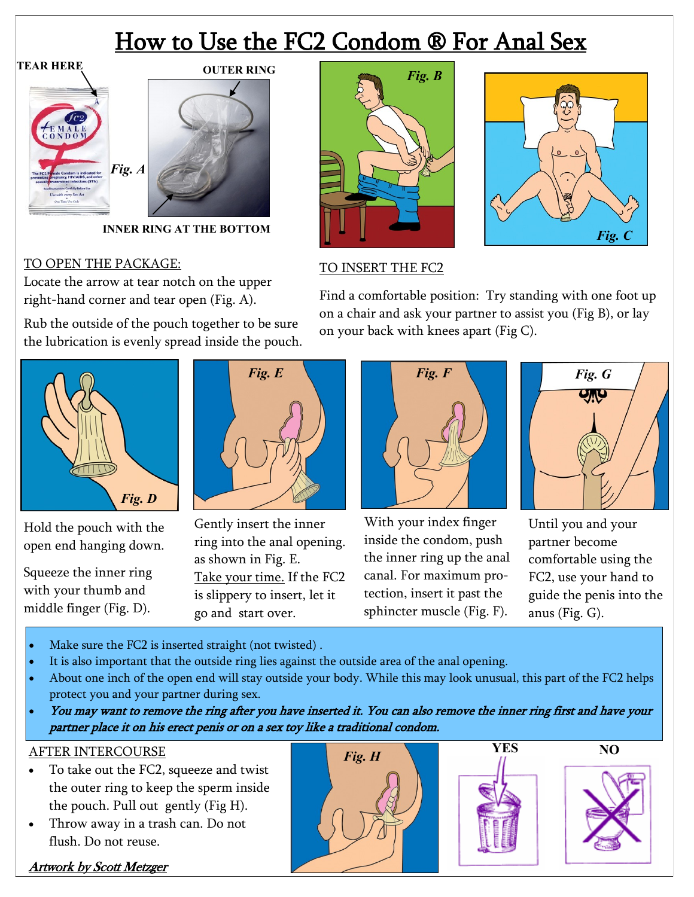# How to Use the FC2 Condom ® For Anal Sex

TEAR HERE

OUTER RING

Fig. A

INNER RING AT THE BOTTOM

Fig. B

Fig. C

TO OPEN THE PACKAGE:

Locate the arrow at tear notch on the upper right-hand corner and tear open (Fig. A).

Rub the outside of the pouch together to be sure the lubrication is evenly spread inside the pouch.

TO INSERT THE FC2

Find a comfortable position: Try standing with one foot up on a chair and ask your partner to assist you (Fig B), or lay on your back with knees apart (Fig C).

Fig. D

Fig. E

Fig. F

Fig. G

Hold the pouch with the open end hanging down.

Squeeze the inner ring with your thumb and middle finger (Fig. D).

Gently insert the inner ring into the anal opening. as shown in Fig. E.

Take your time. If the FC2 is slippery to insert, let it go and start over.

With your index finger inside the condom, push the inner ring up the anal canal. For maximum protection, insert it past the sphincter muscle (Fig. F).

Until you and your partner become comfortable using the FC2, use your hand to guide the penis into the anus (Fig. G).

- Make sure the FC2 is inserted straight (not twisted) .
- It is also important that the outside ring lies against the outside area of the anal opening.
- About one inch of the open end will stay outside your body. While this may look unusual, this part of the FC2 helps protect you and your partner during sex.
- ***You may want to remove the ring after you have inserted it. You can also remove the inner ring first and have your partner place it on his erect penis or on a sex toy like a traditional condom.***

AFTER INTERCOURSE

- To take out the FC2, squeeze and twist the outer ring to keep the sperm inside the pouch. Pull out gently (Fig H).
- Throw away in a trash can. Do not flush. Do not reuse.

Fig. H

YES

NO

*Artwork by Scott Metzger*